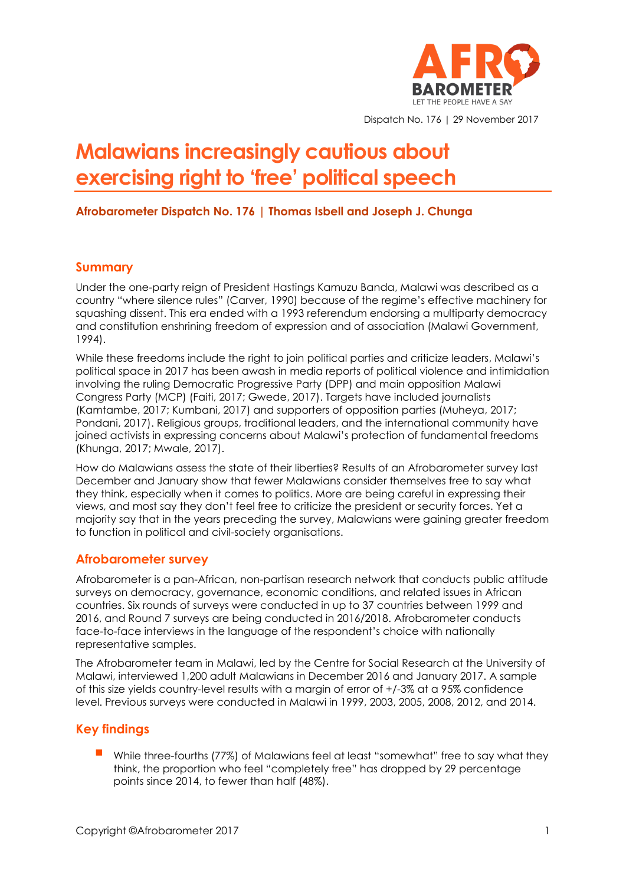Dispatch No. 176 | 29 November 2017

# Malawians increasingly cautious about exercising right to 'free' political speech

**Afrobarometer Dispatch No. 176 | Thomas Isbell and Joseph J. Chunga**

## Summary

Under the one-party reign of President Hastings Kamuzu Banda, Malawi was described as a country "where silence rules" (Carver, 1990) because of the regime's effective machinery for squashing dissent. This era ended with a 1993 referendum endorsing a multiparty democracy and constitution enshrining freedom of expression and of association (Malawi Government, 1994).

While these freedoms include the right to join political parties and criticize leaders, Malawi's political space in 2017 has been awash in media reports of political violence and intimidation involving the ruling Democratic Progressive Party (DPP) and main opposition Malawi Congress Party (MCP) (Faiti, 2017; Gwede, 2017). Targets have included journalists (Kamtambe, 2017; Kumbani, 2017) and supporters of opposition parties (Muheya, 2017; Pondani, 2017). Religious groups, traditional leaders, and the international community have joined activists in expressing concerns about Malawi's protection of fundamental freedoms (Khunga, 2017; Mwale, 2017).

How do Malawians assess the state of their liberties? Results of an Afrobarometer survey last December and January show that fewer Malawians consider themselves free to say what they think, especially when it comes to politics. More are being careful in expressing their views, and most say they don't feel free to criticize the president or security forces. Yet a majority say that in the years preceding the survey, Malawians were gaining greater freedom to function in political and civil-society organisations.

## Afrobarometer survey

Afrobarometer is a pan-African, non-partisan research network that conducts public attitude surveys on democracy, governance, economic conditions, and related issues in African countries. Six rounds of surveys were conducted in up to 37 countries between 1999 and 2016, and Round 7 surveys are being conducted in 2016/2018. Afrobarometer conducts face-to-face interviews in the language of the respondent's choice with nationally representative samples.

The Afrobarometer team in Malawi, led by the Centre for Social Research at the University of Malawi, interviewed 1,200 adult Malawians in December 2016 and January 2017. A sample of this size yields country-level results with a margin of error of +/-3% at a 95% confidence level. Previous surveys were conducted in Malawi in 1999, 2003, 2005, 2008, 2012, and 2014.

## Key findings

- While three-fourths (77%) of Malawians feel at least "somewhat" free to say what they think, the proportion who feel "completely free" has dropped by 29 percentage points since 2014, to fewer than half (48%).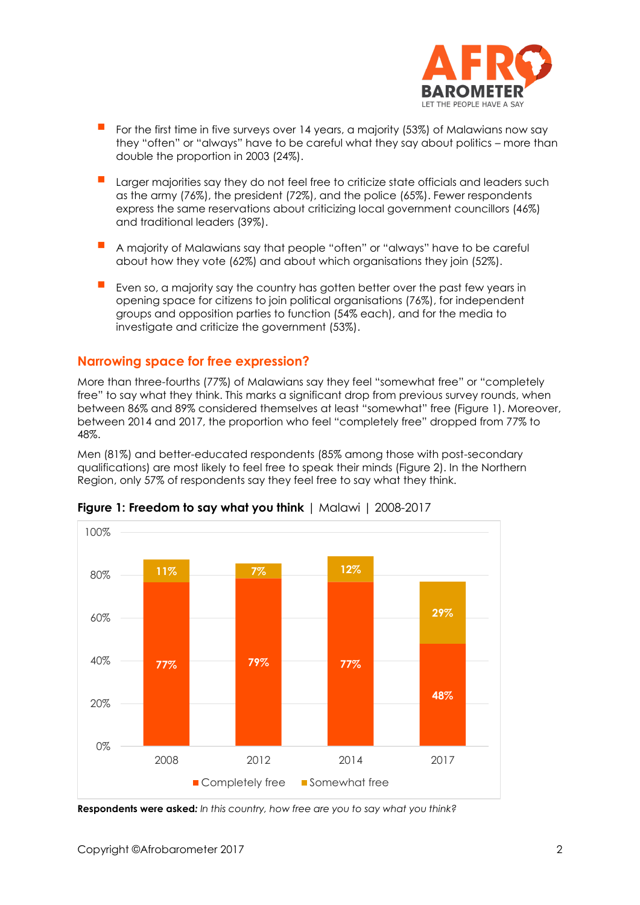- For the first time in five surveys over 14 years, a majority (53%) of Malawians now say they "often" or "always" have to be careful what they say about politics – more than double the proportion in 2003 (24%).
- Larger majorities say they do not feel free to criticize state officials and leaders such as the army (76%), the president (72%), and the police (65%). Fewer respondents express the same reservations about criticizing local government councillors (46%) and traditional leaders (39%).
- A majority of Malawians say that people "often" or "always" have to be careful about how they vote (62%) and about which organisations they join (52%).
- Even so, a majority say the country has gotten better over the past few years in opening space for citizens to join political organisations (76%), for independent groups and opposition parties to function (54% each), and for the media to investigate and criticize the government (53%).

## Narrowing space for free expression?

More than three-fourths (77%) of Malawians say they feel "somewhat free" or "completely free" to say what they think. This marks a significant drop from previous survey rounds, when between 86% and 89% considered themselves at least "somewhat" free (Figure 1). Moreover, between 2014 and 2017, the proportion who feel "completely free" dropped from 77% to 48%.

Men (81%) and better-educated respondents (85% among those with post-secondary qualifications) are most likely to feel free to speak their minds (Figure 2). In the Northern Region, only 57% of respondents say they feel free to say what they think.

**Figure 1: Freedom to say what you think** | Malawi | 2008-2017

| | 2008 | 2012 | 2014 | 2017 |
|---|---|---|---|---|
| Completely free | 77% | 79% | 77% | 48% |
| Somewhat free | 11% | 7% | 12% | 29% |

**Respondents were asked:** *In this country, how free are you to say what you think?*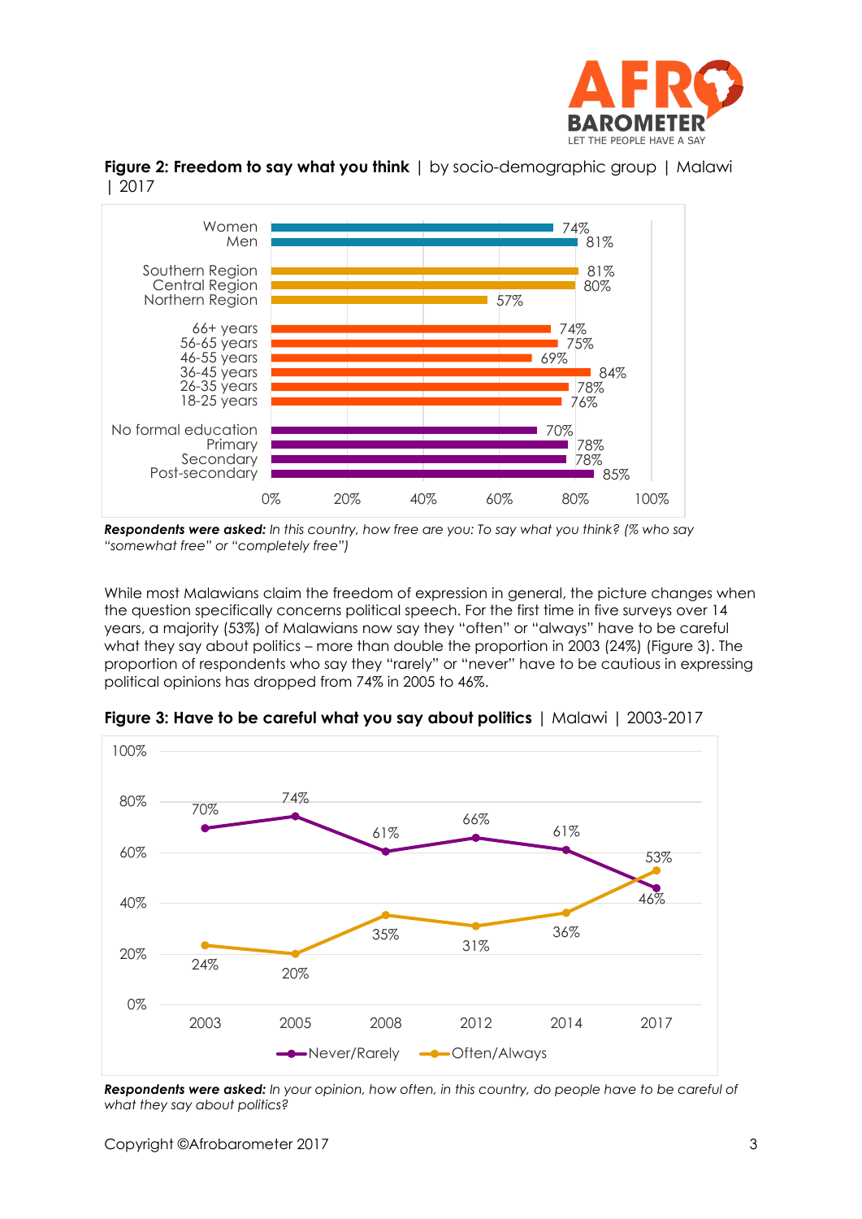**Figure 2: Freedom to say what you think** | by socio-demographic group | Malawi | 2017

| Group | % |
|---|---|
| Women | 74% |
| Men | 81% |
| Southern Region | 81% |
| Central Region | 80% |
| Northern Region | 57% |
| 66+ years | 74% |
| 56-65 years | 75% |
| 46-55 years | 69% |
| 36-45 years | 84% |
| 26-35 years | 78% |
| 18-25 years | 76% |
| No formal education | 70% |
| Primary | 78% |
| Secondary | 78% |
| Post-secondary | 85% |

***Respondents were asked:*** *In this country, how free are you: To say what you think? (% who say "somewhat free" or "completely free")*

While most Malawians claim the freedom of expression in general, the picture changes when the question specifically concerns political speech. For the first time in five surveys over 14 years, a majority (53%) of Malawians now say they "often" or "always" have to be careful what they say about politics – more than double the proportion in 2003 (24%) (Figure 3). The proportion of respondents who say they "rarely" or "never" have to be cautious in expressing political opinions has dropped from 74% in 2005 to 46%.

**Figure 3: Have to be careful what you say about politics** | Malawi | 2003-2017

| | 2003 | 2005 | 2008 | 2012 | 2014 | 2017 |
|---|---|---|---|---|---|---|
| Never/Rarely | 70% | 74% | 61% | 66% | 61% | 46% |
| Often/Always | 24% | 20% | 35% | 31% | 36% | 53% |

***Respondents were asked:*** *In your opinion, how often, in this country, do people have to be careful of what they say about politics?*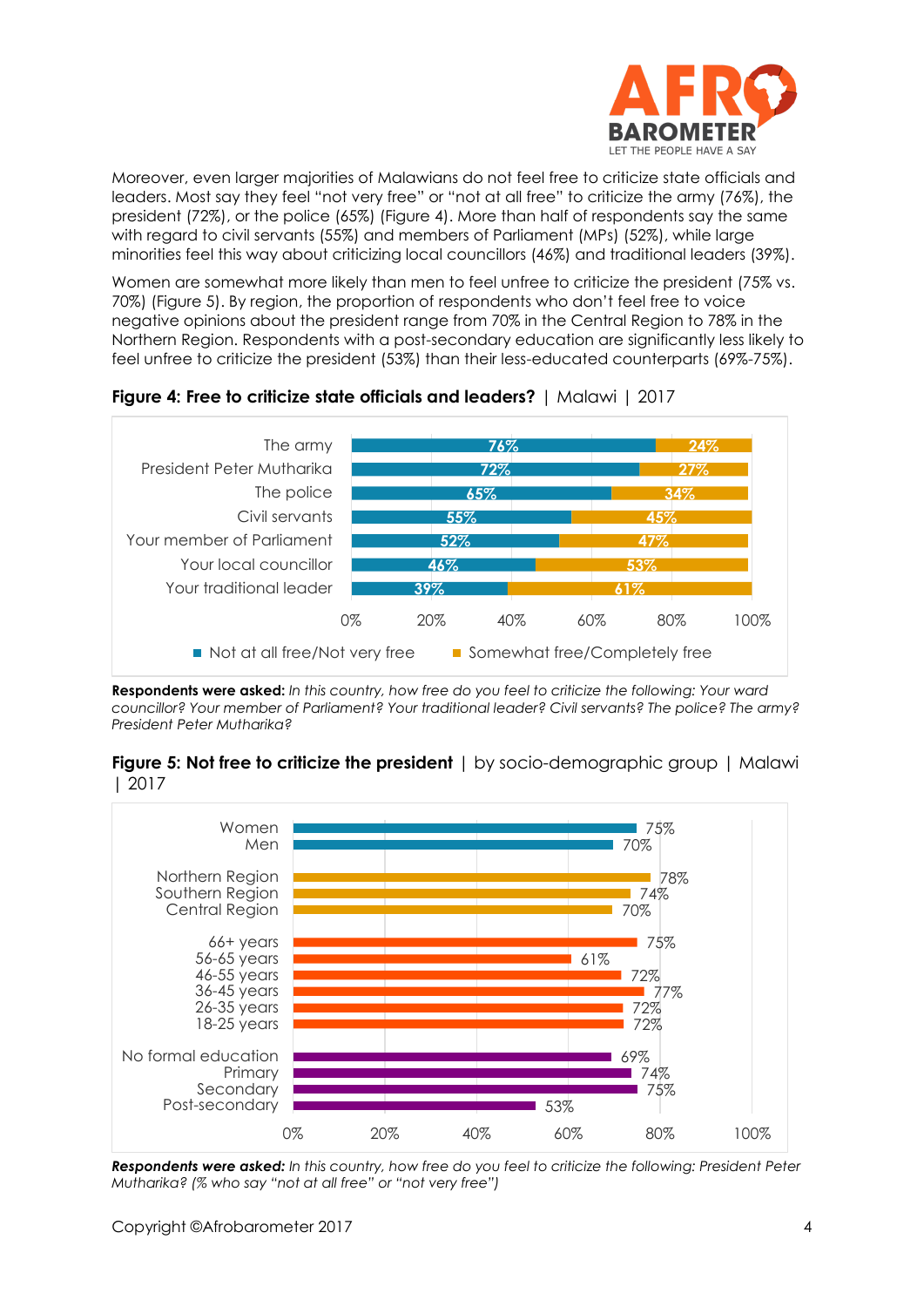Moreover, even larger majorities of Malawians do not feel free to criticize state officials and leaders. Most say they feel "not very free" or "not at all free" to criticize the army (76%), the president (72%), or the police (65%) (Figure 4). More than half of respondents say the same with regard to civil servants (55%) and members of Parliament (MPs) (52%), while large minorities feel this way about criticizing local councillors (46%) and traditional leaders (39%).

Women are somewhat more likely than men to feel unfree to criticize the president (75% vs. 70%) (Figure 5). By region, the proportion of respondents who don't feel free to voice negative opinions about the president range from 70% in the Central Region to 78% in the Northern Region. Respondents with a post-secondary education are significantly less likely to feel unfree to criticize the president (53%) than their less-educated counterparts (69%-75%).

**Figure 4: Free to criticize state officials and leaders?** | Malawi | 2017

| | Not at all free/Not very free | Somewhat free/Completely free |
|---|---|---|
| The army | 76% | 24% |
| President Peter Mutharika | 72% | 27% |
| The police | 65% | 34% |
| Civil servants | 55% | 45% |
| Your member of Parliament | 52% | 47% |
| Your local councillor | 46% | 53% |
| Your traditional leader | 39% | 61% |

**Respondents were asked:** *In this country, how free do you feel to criticize the following: Your ward councillor? Your member of Parliament? Your traditional leader? Civil servants? The police? The army? President Peter Mutharika?*

**Figure 5: Not free to criticize the president** | by socio-demographic group | Malawi | 2017

| Group | % |
|---|---|
| Women | 75% |
| Men | 70% |
| Northern Region | 78% |
| Southern Region | 74% |
| Central Region | 70% |
| 66+ years | 75% |
| 56-65 years | 61% |
| 46-55 years | 72% |
| 36-45 years | 77% |
| 26-35 years | 72% |
| 18-25 years | 72% |
| No formal education | 69% |
| Primary | 74% |
| Secondary | 75% |
| Post-secondary | 53% |

***Respondents were asked:*** *In this country, how free do you feel to criticize the following: President Peter Mutharika? (% who say "not at all free" or "not very free")*

Copyright ©Afrobarometer 2017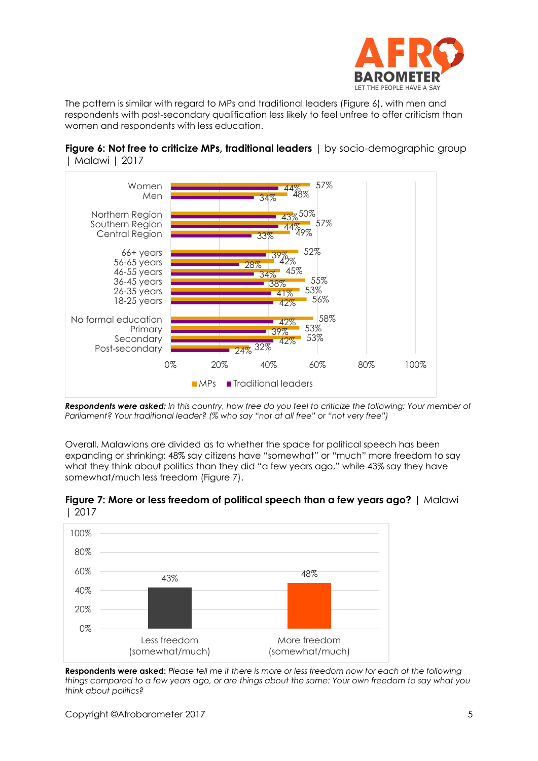The pattern is similar with regard to MPs and traditional leaders (Figure 6), with men and respondents with post-secondary qualification less likely to feel unfree to offer criticism than women and respondents with less education.

**Figure 6: Not free to criticize MPs, traditional leaders** | by socio-demographic group | Malawi | 2017

| | MPs | Traditional leaders |
|---|---|---|
| Women | 57% | 44% |
| Men | 48% | 34% |
| Northern Region | 50% | 43% |
| Southern Region | 57% | 44% |
| Central Region | 49% | 33% |
| 66+ years | 52% | 39% |
| 56-65 years | 42% | 28% |
| 46-55 years | 45% | 34% |
| 36-45 years | 55% | 38% |
| 26-35 years | 53% | 41% |
| 18-25 years | 56% | 42% |
| No formal education | 58% | 42% |
| Primary | 53% | 39% |
| Secondary | 53% | 42% |
| Post-secondary | 32% | 24% |

***Respondents were asked:*** *In this country, how free do you feel to criticize the following: Your member of Parliament? Your traditional leader? (% who say "not at all free" or "not very free")*

Overall, Malawians are divided as to whether the space for political speech has been expanding or shrinking: 48% say citizens have "somewhat" or "much" more freedom to say what they think about politics than they did "a few years ago," while 43% say they have somewhat/much less freedom (Figure 7).

**Figure 7: More or less freedom of political speech than a few years ago?** | Malawi | 2017

| Less freedom (somewhat/much) | More freedom (somewhat/much) |
|---|---|
| 43% | 48% |

**Respondents were asked:** *Please tell me if there is more or less freedom now for each of the following things compared to a few years ago, or are things about the same: Your own freedom to say what you think about politics?*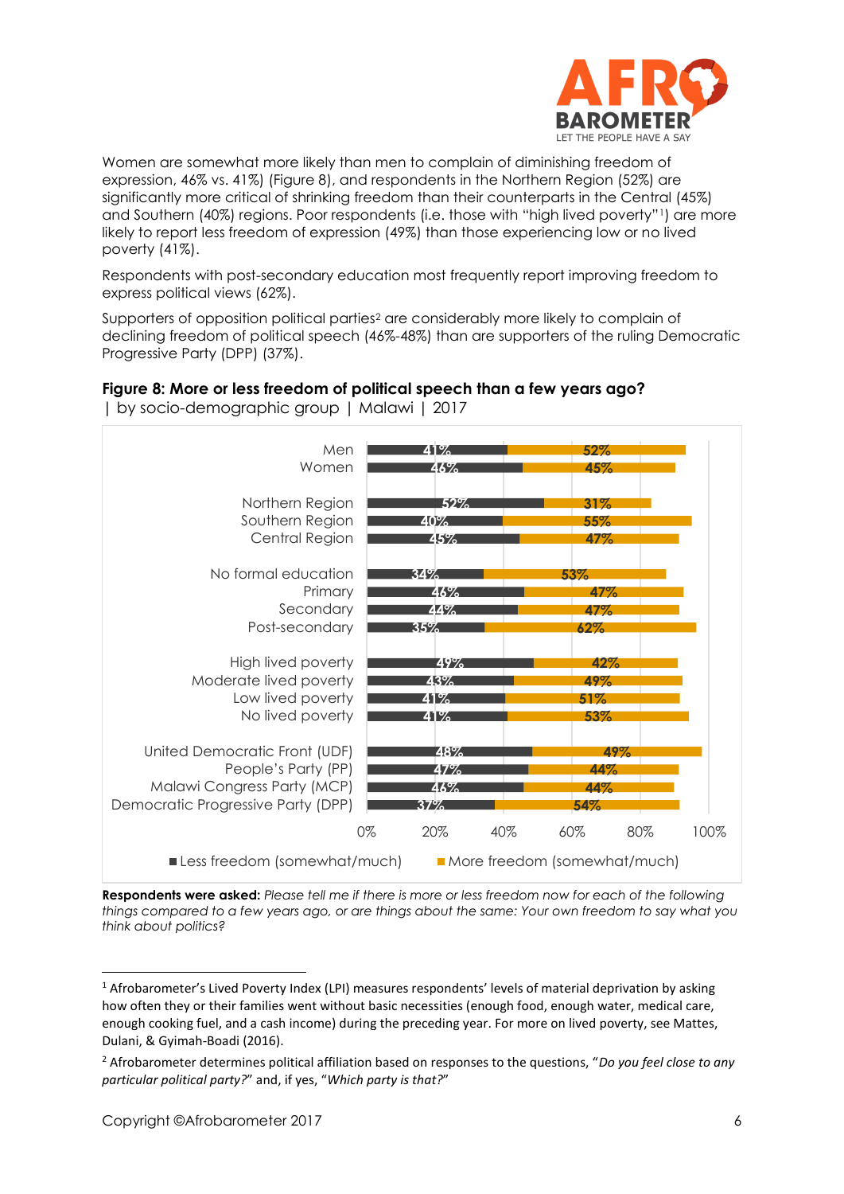Women are somewhat more likely than men to complain of diminishing freedom of expression, 46% vs. 41%) (Figure 8), and respondents in the Northern Region (52%) are significantly more critical of shrinking freedom than their counterparts in the Central (45%) and Southern (40%) regions. Poor respondents (i.e. those with "high lived poverty"[1]) are more likely to report less freedom of expression (49%) than those experiencing low or no lived poverty (41%).

Respondents with post-secondary education most frequently report improving freedom to express political views (62%).

Supporters of opposition political parties[2] are considerably more likely to complain of declining freedom of political speech (46%-48%) than are supporters of the ruling Democratic Progressive Party (DPP) (37%).

**Figure 8: More or less freedom of political speech than a few years ago?**
| by socio-demographic group | Malawi | 2017

| | Less freedom (somewhat/much) | More freedom (somewhat/much) |
|---|---|---|
| Men | 41% | 52% |
| Women | 46% | 45% |
| Northern Region | 52% | 31% |
| Southern Region | 40% | 55% |
| Central Region | 45% | 47% |
| No formal education | 34% | 53% |
| Primary | 46% | 47% |
| Secondary | 44% | 47% |
| Post-secondary | 35% | 62% |
| High lived poverty | 49% | 42% |
| Moderate lived poverty | 43% | 49% |
| Low lived poverty | 41% | 51% |
| No lived poverty | 41% | 53% |
| United Democratic Front (UDF) | 48% | 49% |
| People's Party (PP) | 47% | 44% |
| Malawi Congress Party (MCP) | 46% | 44% |
| Democratic Progressive Party (DPP) | 37% | 54% |

**Respondents were asked:** *Please tell me if there is more or less freedom now for each of the following things compared to a few years ago, or are things about the same: Your own freedom to say what you think about politics?*

---

[1] Afrobarometer's Lived Poverty Index (LPI) measures respondents' levels of material deprivation by asking how often they or their families went without basic necessities (enough food, enough water, medical care, enough cooking fuel, and a cash income) during the preceding year. For more on lived poverty, see Mattes, Dulani, & Gyimah-Boadi (2016).

[2] Afrobarometer determines political affiliation based on responses to the questions, "*Do you feel close to any particular political party?*" and, if yes, "*Which party is that?*"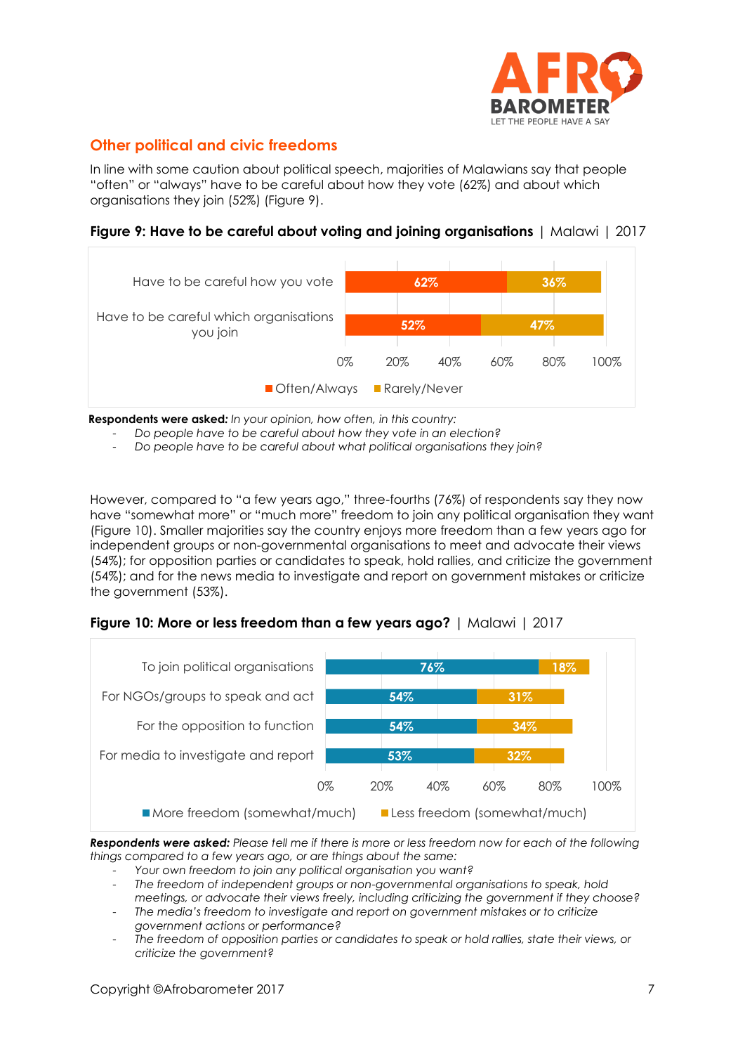## Other political and civic freedoms

In line with some caution about political speech, majorities of Malawians say that people "often" or "always" have to be careful about how they vote (62%) and about which organisations they join (52%) (Figure 9).

**Figure 9: Have to be careful about voting and joining organisations** | Malawi | 2017

| | Often/Always | Rarely/Never |
|---|---|---|
| Have to be careful how you vote | 62% | 36% |
| Have to be careful which organisations you join | 52% | 47% |

**Respondents were asked:** *In your opinion, how often, in this country:*

- *Do people have to be careful about how they vote in an election?*
- *Do people have to be careful about what political organisations they join?*

However, compared to "a few years ago," three-fourths (76%) of respondents say they now have "somewhat more" or "much more" freedom to join any political organisation they want (Figure 10). Smaller majorities say the country enjoys more freedom than a few years ago for independent groups or non-governmental organisations to meet and advocate their views (54%); for opposition parties or candidates to speak, hold rallies, and criticize the government (54%); and for the news media to investigate and report on government mistakes or criticize the government (53%).

**Figure 10: More or less freedom than a few years ago?** | Malawi | 2017

| | More freedom (somewhat/much) | Less freedom (somewhat/much) |
|---|---|---|
| To join political organisations | 76% | 18% |
| For NGOs/groups to speak and act | 54% | 31% |
| For the opposition to function | 54% | 34% |
| For media to investigate and report | 53% | 32% |

***Respondents were asked:*** *Please tell me if there is more or less freedom now for each of the following things compared to a few years ago, or are things about the same:*

- *Your own freedom to join any political organisation you want?*
- *The freedom of independent groups or non-governmental organisations to speak, hold meetings, or advocate their views freely, including criticizing the government if they choose?*
- *The media's freedom to investigate and report on government mistakes or to criticize government actions or performance?*
- *The freedom of opposition parties or candidates to speak or hold rallies, state their views, or criticize the government?*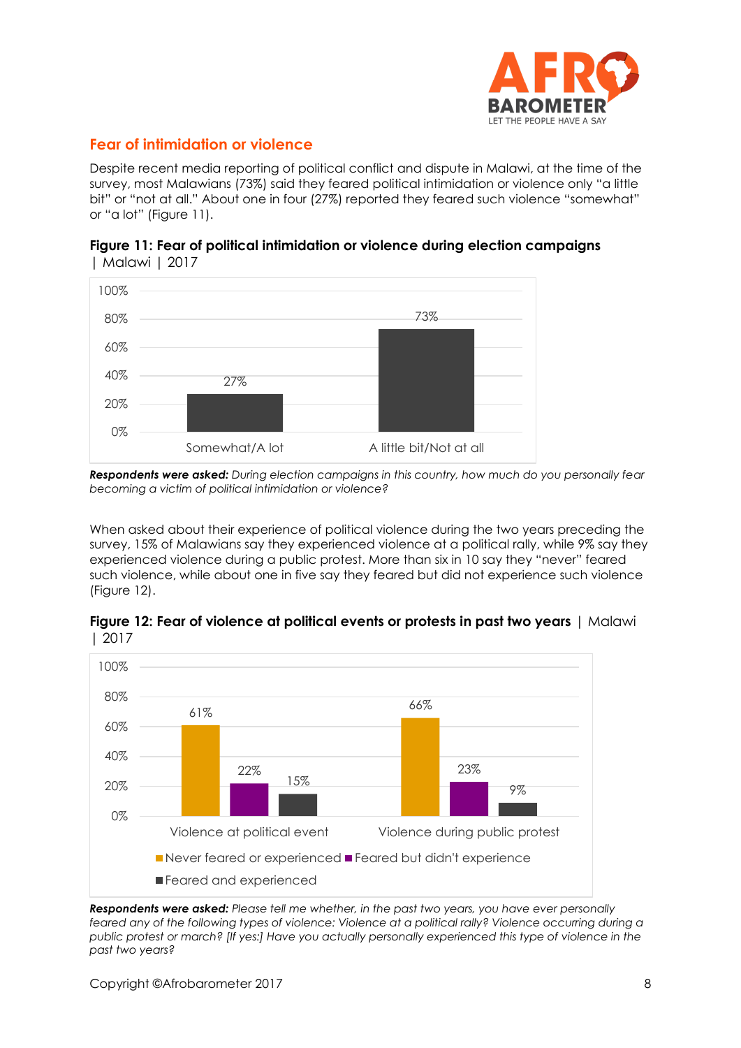## Fear of intimidation or violence

Despite recent media reporting of political conflict and dispute in Malawi, at the time of the survey, most Malawians (73%) said they feared political intimidation or violence only "a little bit" or "not at all." About one in four (27%) reported they feared such violence "somewhat" or "a lot" (Figure 11).

**Figure 11: Fear of political intimidation or violence during election campaigns** | Malawi | 2017

| Response | % |
|---|---|
| Somewhat/A lot | 27% |
| A little bit/Not at all | 73% |

***Respondents were asked:*** *During election campaigns in this country, how much do you personally fear becoming a victim of political intimidation or violence?*

When asked about their experience of political violence during the two years preceding the survey, 15% of Malawians say they experienced violence at a political rally, while 9% say they experienced violence during a public protest. More than six in 10 say they "never" feared such violence, while about one in five say they feared but did not experience such violence (Figure 12).

**Figure 12: Fear of violence at political events or protests in past two years** | Malawi | 2017

| | Never feared or experienced | Feared but didn't experience | Feared and experienced |
|---|---|---|---|
| Violence at political event | 61% | 22% | 15% |
| Violence during public protest | 66% | 23% | 9% |

***Respondents were asked:*** *Please tell me whether, in the past two years, you have ever personally feared any of the following types of violence: Violence at a political rally? Violence occurring during a public protest or march? [If yes:] Have you actually personally experienced this type of violence in the past two years?*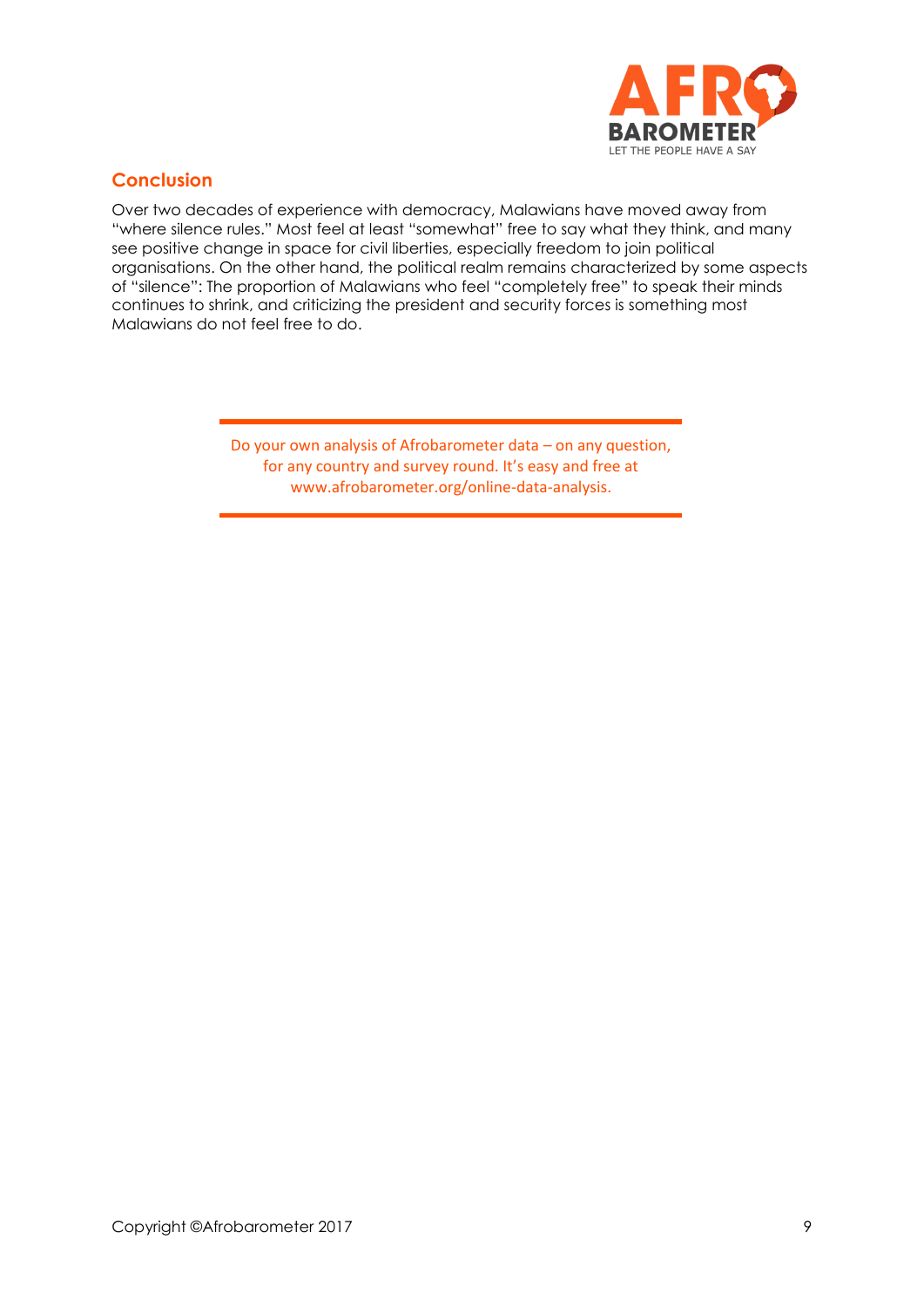## Conclusion

Over two decades of experience with democracy, Malawians have moved away from "where silence rules." Most feel at least "somewhat" free to say what they think, and many see positive change in space for civil liberties, especially freedom to join political organisations. On the other hand, the political realm remains characterized by some aspects of "silence": The proportion of Malawians who feel "completely free" to speak their minds continues to shrink, and criticizing the president and security forces is something most Malawians do not feel free to do.

Do your own analysis of Afrobarometer data – on any question, for any country and survey round. It's easy and free at www.afrobarometer.org/online-data-analysis.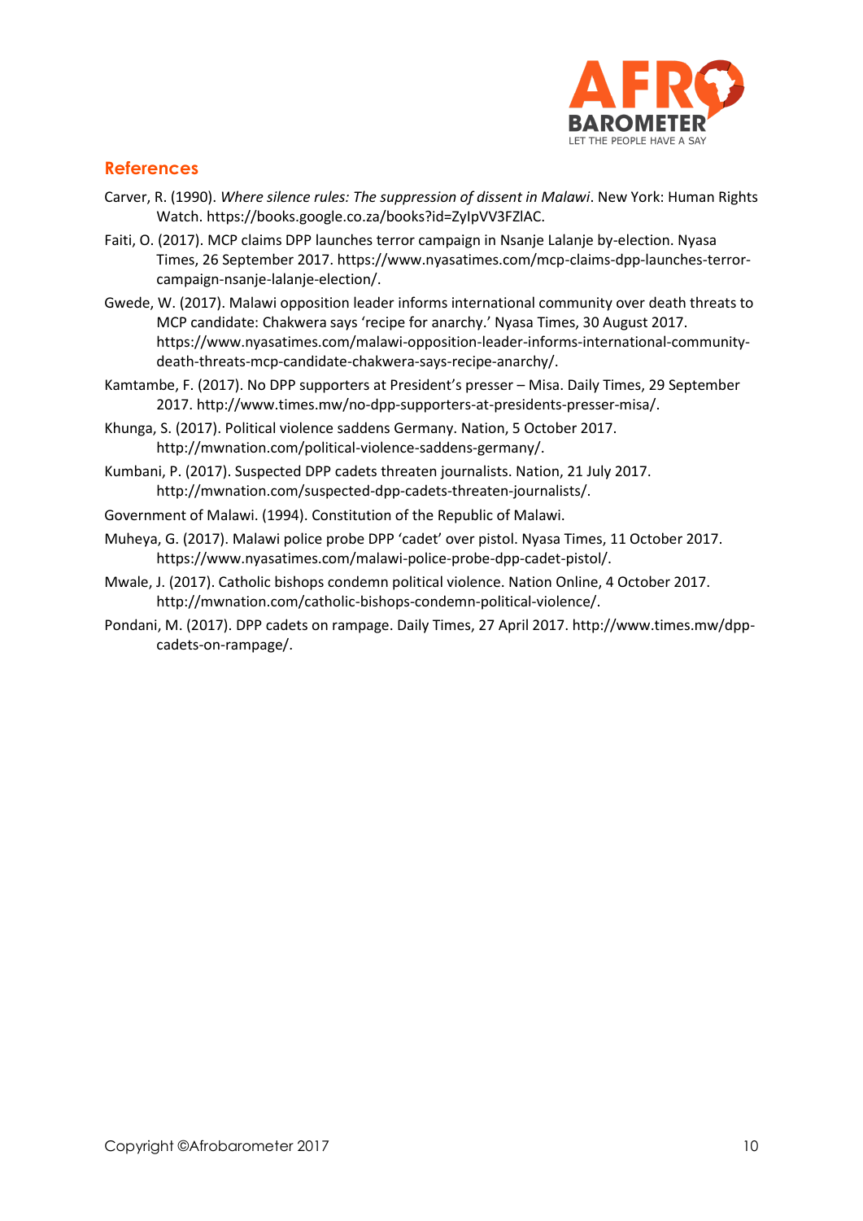## References

Carver, R. (1990). *Where silence rules: The suppression of dissent in Malawi*. New York: Human Rights Watch. https://books.google.co.za/books?id=ZyIpVV3FZlAC.

Faiti, O. (2017). MCP claims DPP launches terror campaign in Nsanje Lalanje by-election. Nyasa Times, 26 September 2017. https://www.nyasatimes.com/mcp-claims-dpp-launches-terror-campaign-nsanje-lalanje-election/.

Gwede, W. (2017). Malawi opposition leader informs international community over death threats to MCP candidate: Chakwera says 'recipe for anarchy.' Nyasa Times, 30 August 2017. https://www.nyasatimes.com/malawi-opposition-leader-informs-international-community-death-threats-mcp-candidate-chakwera-says-recipe-anarchy/.

Kamtambe, F. (2017). No DPP supporters at President's presser – Misa. Daily Times, 29 September 2017. http://www.times.mw/no-dpp-supporters-at-presidents-presser-misa/.

Khunga, S. (2017). Political violence saddens Germany. Nation, 5 October 2017. http://mwnation.com/political-violence-saddens-germany/.

Kumbani, P. (2017). Suspected DPP cadets threaten journalists. Nation, 21 July 2017. http://mwnation.com/suspected-dpp-cadets-threaten-journalists/.

Government of Malawi. (1994). Constitution of the Republic of Malawi.

Muheya, G. (2017). Malawi police probe DPP 'cadet' over pistol. Nyasa Times, 11 October 2017. https://www.nyasatimes.com/malawi-police-probe-dpp-cadet-pistol/.

Mwale, J. (2017). Catholic bishops condemn political violence. Nation Online, 4 October 2017. http://mwnation.com/catholic-bishops-condemn-political-violence/.

Pondani, M. (2017). DPP cadets on rampage. Daily Times, 27 April 2017. http://www.times.mw/dpp-cadets-on-rampage/.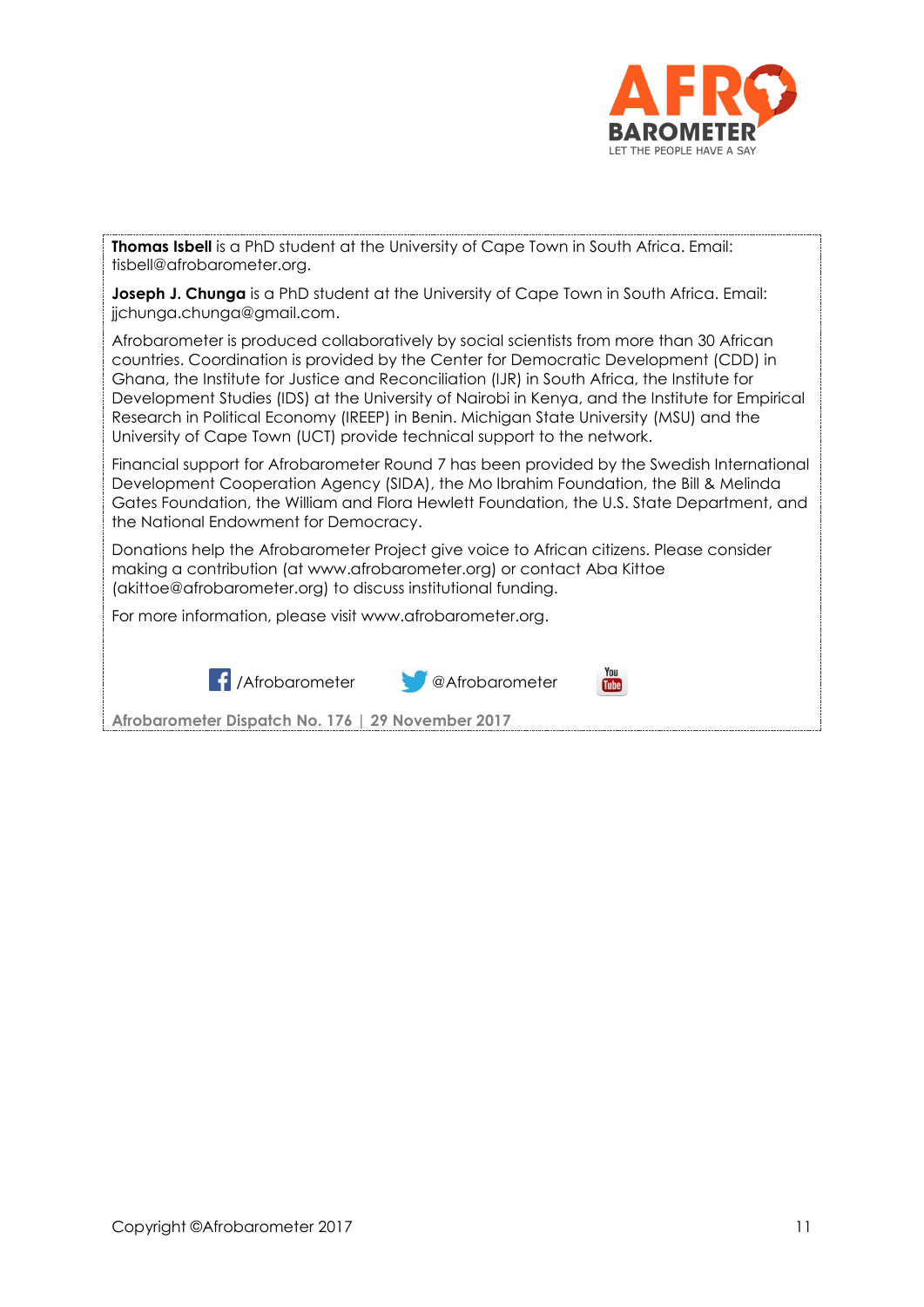**Thomas Isbell** is a PhD student at the University of Cape Town in South Africa. Email: tisbell@afrobarometer.org.

**Joseph J. Chunga** is a PhD student at the University of Cape Town in South Africa. Email: jjchunga.chunga@gmail.com.

Afrobarometer is produced collaboratively by social scientists from more than 30 African countries. Coordination is provided by the Center for Democratic Development (CDD) in Ghana, the Institute for Justice and Reconciliation (IJR) in South Africa, the Institute for Development Studies (IDS) at the University of Nairobi in Kenya, and the Institute for Empirical Research in Political Economy (IREEP) in Benin. Michigan State University (MSU) and the University of Cape Town (UCT) provide technical support to the network.

Financial support for Afrobarometer Round 7 has been provided by the Swedish International Development Cooperation Agency (SIDA), the Mo Ibrahim Foundation, the Bill & Melinda Gates Foundation, the William and Flora Hewlett Foundation, the U.S. State Department, and the National Endowment for Democracy.

Donations help the Afrobarometer Project give voice to African citizens. Please consider making a contribution (at www.afrobarometer.org) or contact Aba Kittoe (akittoe@afrobarometer.org) to discuss institutional funding.

For more information, please visit www.afrobarometer.org.

/Afrobarometer @Afrobarometer

**Afrobarometer Dispatch No. 176 | 29 November 2017**

Copyright ©Afrobarometer 2017